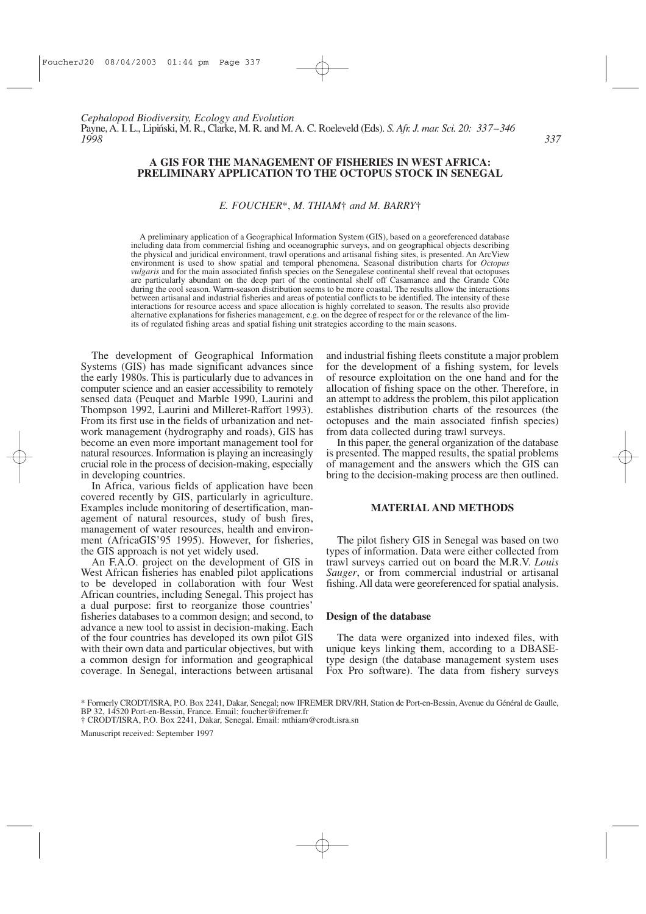*Cephalopod Biodiversity, Ecology and Evolution*
Payne, A. I. L., Lipiński, M. R., Clarke, M. R. and M. A. C. Roeleveld (Eds). *S. Afr. J. mar. Sci. 20: 337–346*
*1998*

# A GIS FOR THE MANAGEMENT OF FISHERIES IN WEST AFRICA: PRELIMINARY APPLICATION TO THE OCTOPUS STOCK IN SENEGAL

*E. FOUCHER*\*, *M. THIAM*† *and M. BARRY*†

A preliminary application of a Geographical Information System (GIS), based on a georeferenced database including data from commercial fishing and oceanographic surveys, and on geographical objects describing the physical and juridical environment, trawl operations and artisanal fishing sites, is presented. An ArcView environment is used to show spatial and temporal phenomena. Seasonal distribution charts for *Octopus vulgaris* and for the main associated finfish species on the Senegalese continental shelf reveal that octopuses are particularly abundant on the deep part of the continental shelf off Casamance and the Grande Côte during the cool season. Warm-season distribution seems to be more coastal. The results allow the interactions between artisanal and industrial fisheries and areas of potential conflicts to be identified. The intensity of these interactions for resource access and space allocation is highly correlated to season. The results also provide alternative explanations for fisheries management, e.g. on the degree of respect for or the relevance of the limits of regulated fishing areas and spatial fishing unit strategies according to the main seasons.

The development of Geographical Information Systems (GIS) has made significant advances since the early 1980s. This is particularly due to advances in computer science and an easier accessibility to remotely sensed data (Peuquet and Marble 1990, Laurini and Thompson 1992, Laurini and Milleret-Raffort 1993). From its first use in the fields of urbanization and network management (hydrography and roads), GIS has become an even more important management tool for natural resources. Information is playing an increasingly crucial role in the process of decision-making, especially in developing countries.

In Africa, various fields of application have been covered recently by GIS, particularly in agriculture. Examples include monitoring of desertification, management of natural resources, study of bush fires, management of water resources, health and environment (AfricaGIS'95 1995). However, for fisheries, the GIS approach is not yet widely used.

An F.A.O. project on the development of GIS in West African fisheries has enabled pilot applications to be developed in collaboration with four West African countries, including Senegal. This project has a dual purpose: first to reorganize those countries' fisheries databases to a common design; and second, to advance a new tool to assist in decision-making. Each of the four countries has developed its own pilot GIS with their own data and particular objectives, but with a common design for information and geographical coverage. In Senegal, interactions between artisanal and industrial fishing fleets constitute a major problem for the development of a fishing system, for levels of resource exploitation on the one hand and for the allocation of fishing space on the other. Therefore, in an attempt to address the problem, this pilot application establishes distribution charts of the resources (the octopuses and the main associated finfish species) from data collected during trawl surveys.

In this paper, the general organization of the database is presented. The mapped results, the spatial problems of management and the answers which the GIS can bring to the decision-making process are then outlined.

## MATERIAL AND METHODS

The pilot fishery GIS in Senegal was based on two types of information. Data were either collected from trawl surveys carried out on board the M.R.V. *Louis Sauger*, or from commercial industrial or artisanal fishing. All data were georeferenced for spatial analysis.

### Design of the database

The data were organized into indexed files, with unique keys linking them, according to a DBASE-type design (the database management system uses Fox Pro software). The data from fishery surveys

\* Formerly CRODT/ISRA, P.O. Box 2241, Dakar, Senegal; now IFREMER DRV/RH, Station de Port-en-Bessin, Avenue du Général de Gaulle, BP 32, 14520 Port-en-Bessin, France. Email: foucher@ifremer.fr
† CRODT/ISRA, P.O. Box 2241, Dakar, Senegal. Email: mthiam@crodt.isra.sn

Manuscript received: September 1997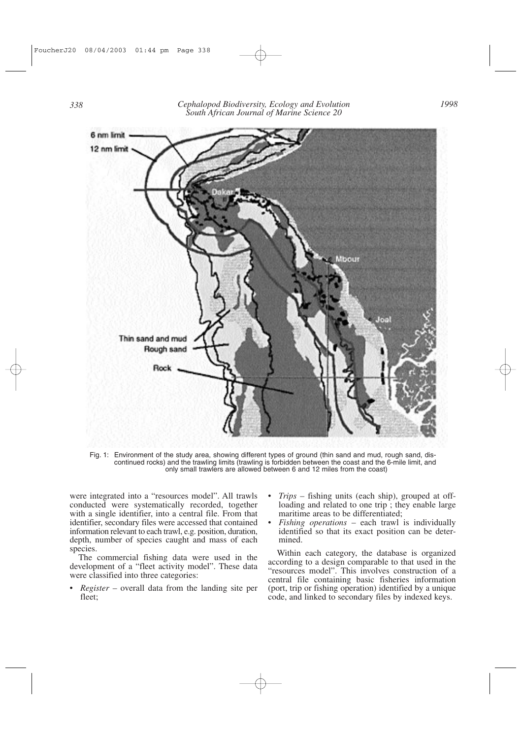Fig. 1: Environment of the study area, showing different types of ground (thin sand and mud, rough sand, discontinued rocks) and the trawling limits (trawling is forbidden between the coast and the 6-mile limit, and only small trawlers are allowed between 6 and 12 miles from the coast)

were integrated into a "resources model". All trawls conducted were systematically recorded, together with a single identifier, into a central file. From that identifier, secondary files were accessed that contained information relevant to each trawl, e.g. position, duration, depth, number of species caught and mass of each species.

The commercial fishing data were used in the development of a "fleet activity model". These data were classified into three categories:

- *Register* – overall data from the landing site per fleet;
- *Trips* – fishing units (each ship), grouped at offloading and related to one trip ; they enable large maritime areas to be differentiated;
- *Fishing operations* – each trawl is individually identified so that its exact position can be determined.

Within each category, the database is organized according to a design comparable to that used in the "resources model". This involves construction of a central file containing basic fisheries information (port, trip or fishing operation) identified by a unique code, and linked to secondary files by indexed keys.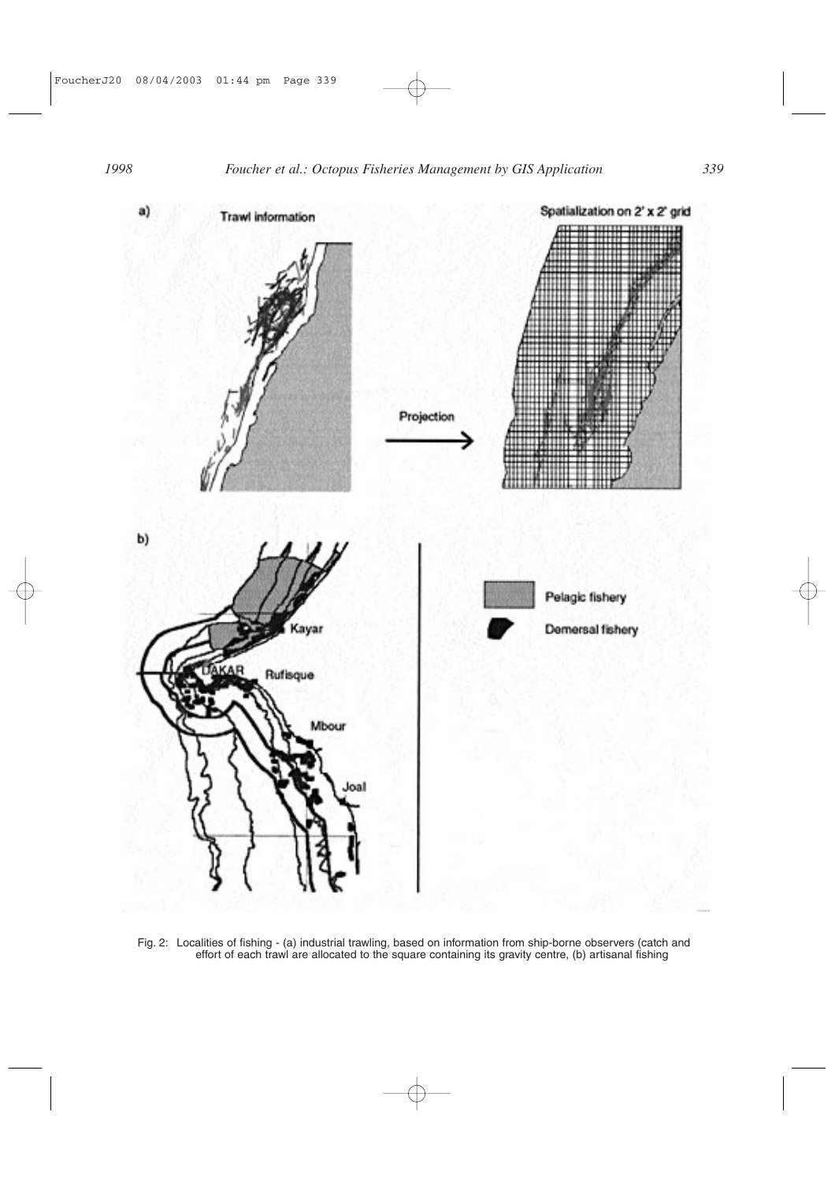Fig. 2: Localities of fishing - (a) industrial trawling, based on information from ship-borne observers (catch and effort of each trawl are allocated to the square containing its gravity centre, (b) artisanal fishing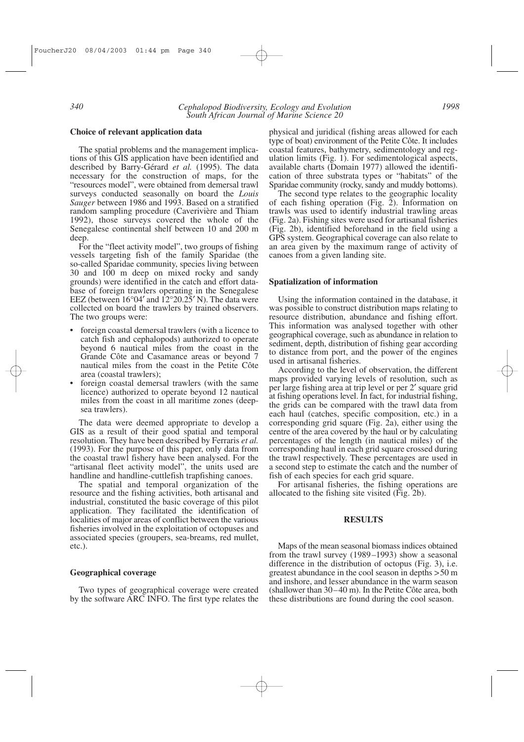### Choice of relevant application data

The spatial problems and the management implications of this GIS application have been identified and described by Barry-Gérard *et al.* (1995). The data necessary for the construction of maps, for the "resources model", were obtained from demersal trawl surveys conducted seasonally on board the *Louis Sauger* between 1986 and 1993. Based on a stratified random sampling procedure (Caverivière and Thiam 1992), those surveys covered the whole of the Senegalese continental shelf between 10 and 200 m deep.

For the "fleet activity model", two groups of fishing vessels targeting fish of the family Sparidae (the so-called Sparidae community, species living between 30 and 100 m deep on mixed rocky and sandy grounds) were identified in the catch and effort database of foreign trawlers operating in the Senegalese EEZ (between 16°04′ and 12°20.25′ N). The data were collected on board the trawlers by trained observers. The two groups were:

- foreign coastal demersal trawlers (with a licence to catch fish and cephalopods) authorized to operate beyond 6 nautical miles from the coast in the Grande Côte and Casamance areas or beyond 7 nautical miles from the coast in the Petite Côte area (coastal trawlers);
- foreign coastal demersal trawlers (with the same licence) authorized to operate beyond 12 nautical miles from the coast in all maritime zones (deep-sea trawlers).

The data were deemed appropriate to develop a GIS as a result of their good spatial and temporal resolution. They have been described by Ferraris *et al.* (1993). For the purpose of this paper, only data from the coastal trawl fishery have been analysed. For the "artisanal fleet activity model", the units used are handline and handline-cuttlefish trapfishing canoes.

The spatial and temporal organization of the resource and the fishing activities, both artisanal and industrial, constituted the basic coverage of this pilot application. They facilitated the identification of localities of major areas of conflict between the various fisheries involved in the exploitation of octopuses and associated species (groupers, sea-breams, red mullet, etc.).

### Geographical coverage

Two types of geographical coverage were created by the software ARC INFO. The first type relates the physical and juridical (fishing areas allowed for each type of boat) environment of the Petite Côte. It includes coastal features, bathymetry, sedimentology and regulation limits (Fig. 1). For sedimentological aspects, available charts (Domain 1977) allowed the identification of three substrata types or "habitats" of the Sparidae community (rocky, sandy and muddy bottoms).

The second type relates to the geographic locality of each fishing operation (Fig. 2). Information on trawls was used to identify industrial trawling areas (Fig. 2a). Fishing sites were used for artisanal fisheries (Fig. 2b), identified beforehand in the field using a GPS system. Geographical coverage can also relate to an area given by the maximum range of activity of canoes from a given landing site.

### Spatialization of information

Using the information contained in the database, it was possible to construct distribution maps relating to resource distribution, abundance and fishing effort. This information was analysed together with other geographical coverage, such as abundance in relation to sediment, depth, distribution of fishing gear according to distance from port, and the power of the engines used in artisanal fisheries.

According to the level of observation, the different maps provided varying levels of resolution, such as per large fishing area at trip level or per 2′ square grid at fishing operations level. In fact, for industrial fishing, the grids can be compared with the trawl data from each haul (catches, specific composition, etc.) in a corresponding grid square (Fig. 2a), either using the centre of the area covered by the haul or by calculating percentages of the length (in nautical miles) of the corresponding haul in each grid square crossed during the trawl respectively. These percentages are used in a second step to estimate the catch and the number of fish of each species for each grid square.

For artisanal fisheries, the fishing operations are allocated to the fishing site visited (Fig. 2b).

## RESULTS

Maps of the mean seasonal biomass indices obtained from the trawl survey (1989–1993) show a seasonal difference in the distribution of octopus (Fig. 3), i.e. greatest abundance in the cool season in depths >50 m and inshore, and lesser abundance in the warm season (shallower than 30–40 m). In the Petite Côte area, both these distributions are found during the cool season.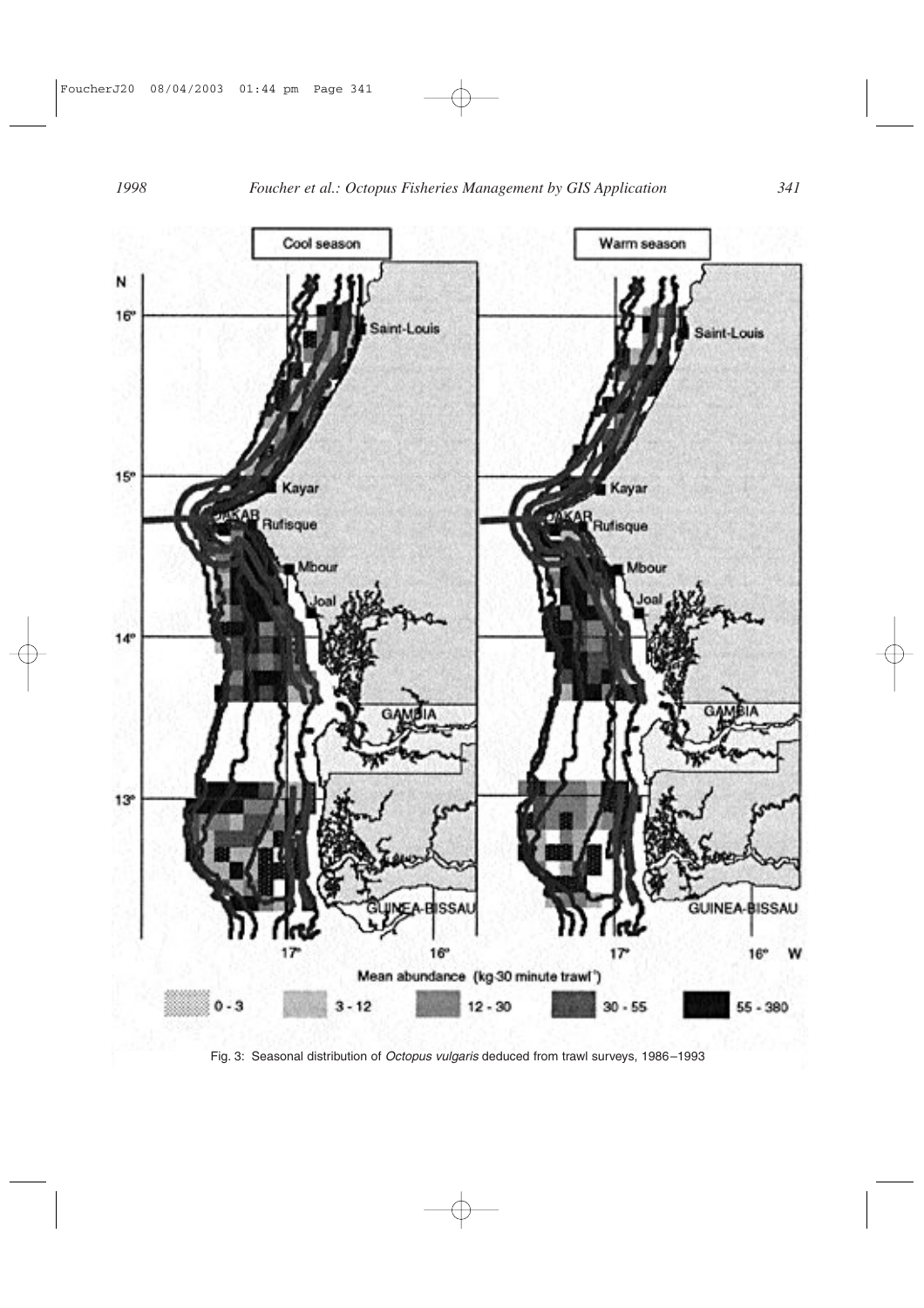Fig. 3: Seasonal distribution of *Octopus vulgaris* deduced from trawl surveys, 1986–1993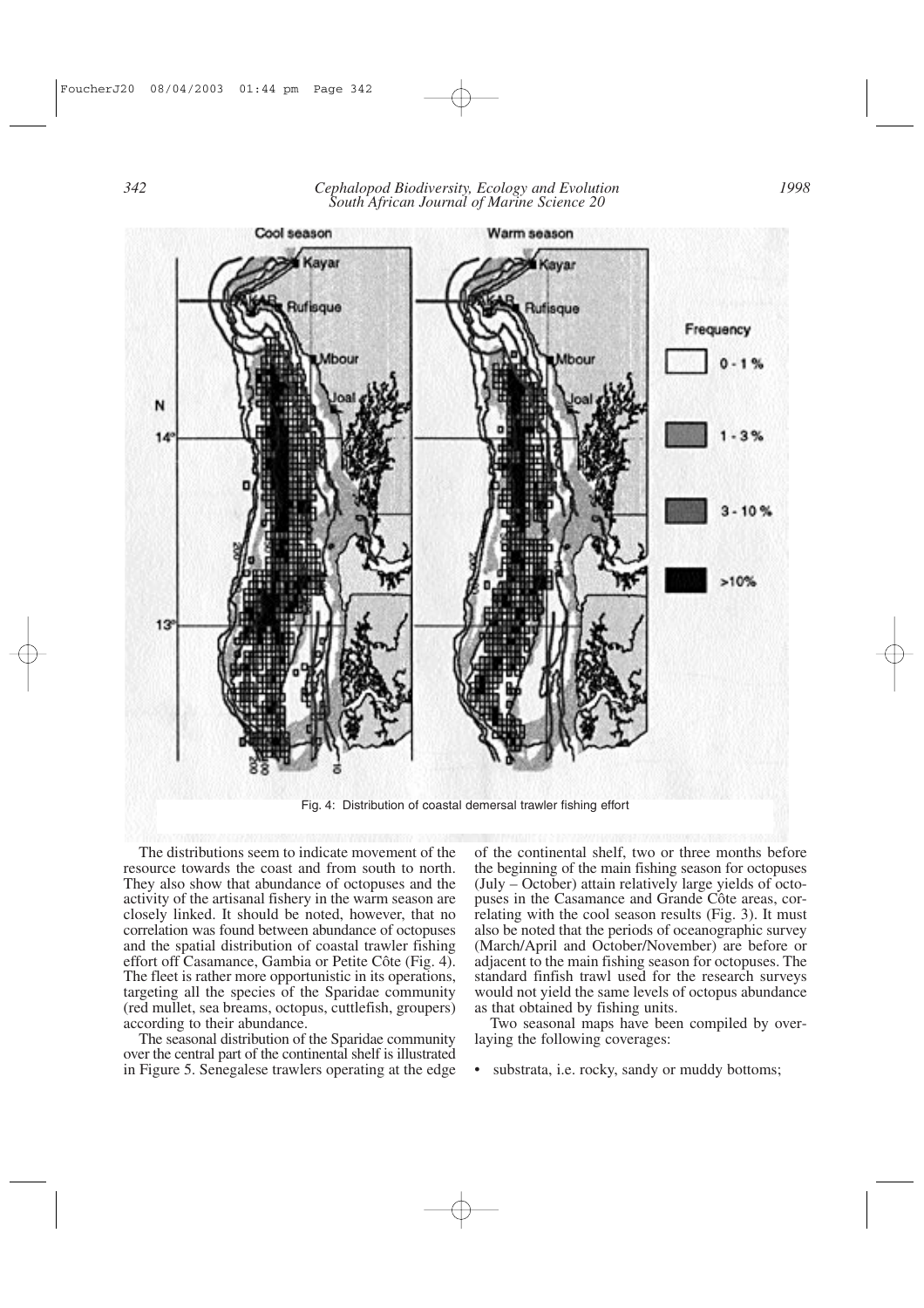Fig. 4: Distribution of coastal demersal trawler fishing effort

The distributions seem to indicate movement of the resource towards the coast and from south to north. They also show that abundance of octopuses and the activity of the artisanal fishery in the warm season are closely linked. It should be noted, however, that no correlation was found between abundance of octopuses and the spatial distribution of coastal trawler fishing effort off Casamance, Gambia or Petite Côte (Fig. 4). The fleet is rather more opportunistic in its operations, targeting all the species of the Sparidae community (red mullet, sea breams, octopus, cuttlefish, groupers) according to their abundance.

The seasonal distribution of the Sparidae community over the central part of the continental shelf is illustrated in Figure 5. Senegalese trawlers operating at the edge of the continental shelf, two or three months before the beginning of the main fishing season for octopuses (July – October) attain relatively large yields of octopuses in the Casamance and Grande Côte areas, correlating with the cool season results (Fig. 3). It must also be noted that the periods of oceanographic survey (March/April and October/November) are before or adjacent to the main fishing season for octopuses. The standard finfish trawl used for the research surveys would not yield the same levels of octopus abundance as that obtained by fishing units.

Two seasonal maps have been compiled by overlaying the following coverages:

- substrata, i.e. rocky, sandy or muddy bottoms;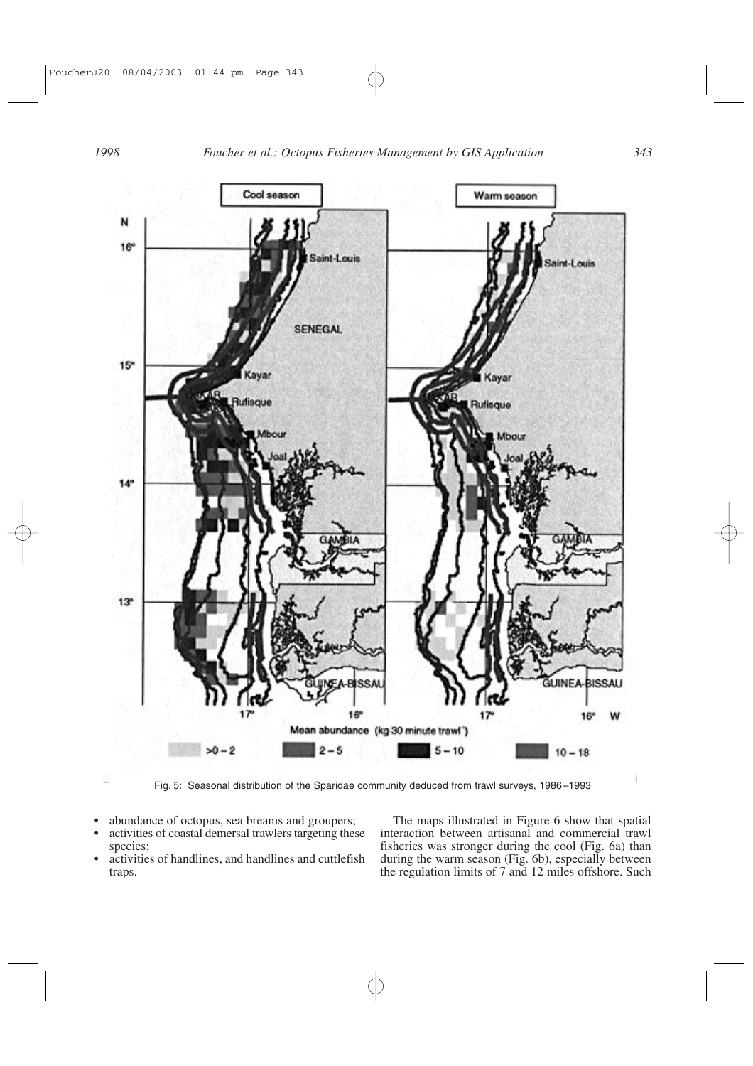Fig. 5: Seasonal distribution of the Sparidae community deduced from trawl surveys, 1986–1993

- abundance of octopus, sea breams and groupers;
- activities of coastal demersal trawlers targeting these species;
- activities of handlines, and handlines and cuttlefish traps.

The maps illustrated in Figure 6 show that spatial interaction between artisanal and commercial trawl fisheries was stronger during the cool (Fig. 6a) than during the warm season (Fig. 6b), especially between the regulation limits of 7 and 12 miles offshore. Such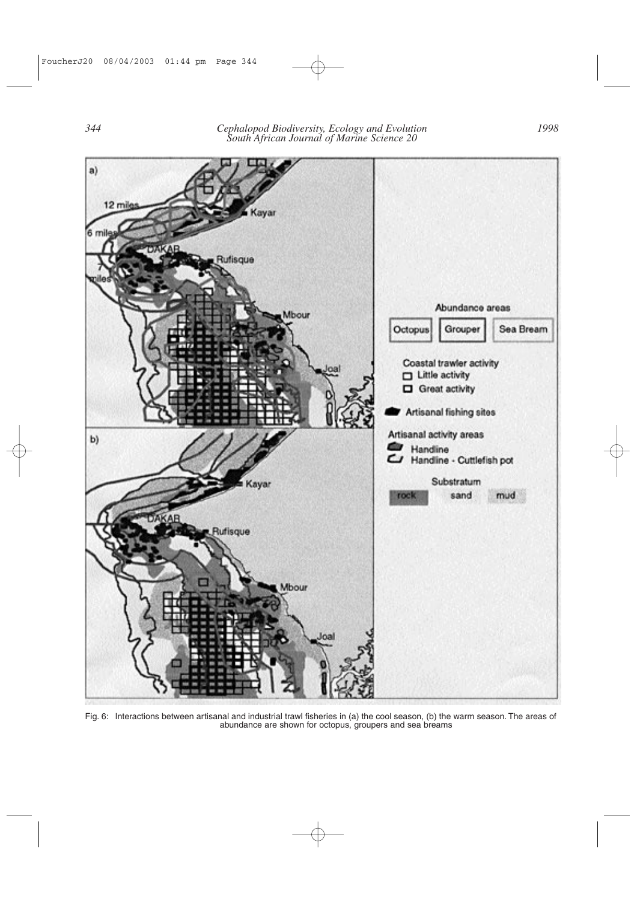Fig. 6: Interactions between artisanal and industrial trawl fisheries in (a) the cool season, (b) the warm season. The areas of abundance are shown for octopus, groupers and sea breams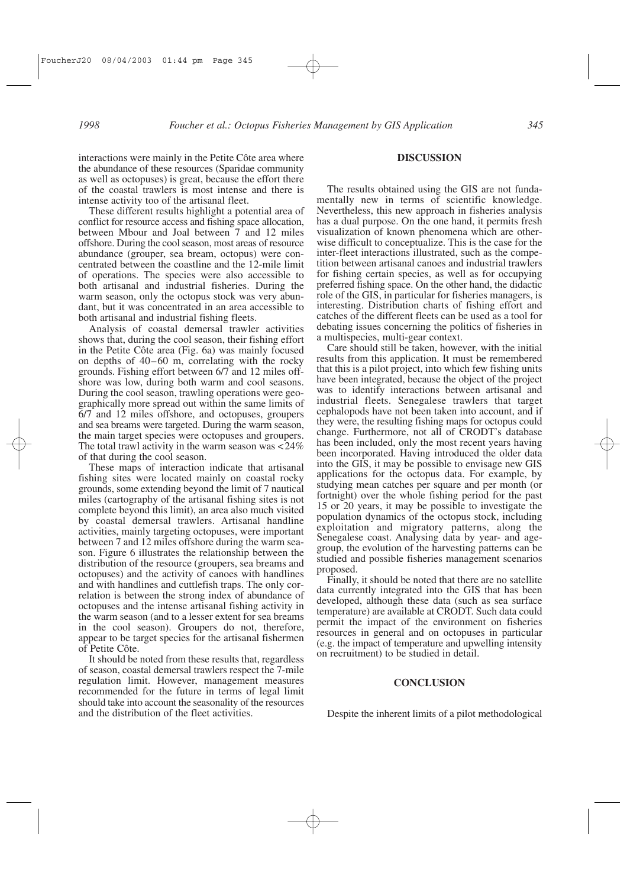interactions were mainly in the Petite Côte area where the abundance of these resources (Sparidae community as well as octopuses) is great, because the effort there of the coastal trawlers is most intense and there is intense activity too of the artisanal fleet.

These different results highlight a potential area of conflict for resource access and fishing space allocation, between Mbour and Joal between 7 and 12 miles offshore. During the cool season, most areas of resource abundance (grouper, sea bream, octopus) were concentrated between the coastline and the 12-mile limit of operations. The species were also accessible to both artisanal and industrial fisheries. During the warm season, only the octopus stock was very abundant, but it was concentrated in an area accessible to both artisanal and industrial fishing fleets.

Analysis of coastal demersal trawler activities shows that, during the cool season, their fishing effort in the Petite Côte area (Fig. 6a) was mainly focused on depths of 40–60 m, correlating with the rocky grounds. Fishing effort between 6/7 and 12 miles offshore was low, during both warm and cool seasons. During the cool season, trawling operations were geographically more spread out within the same limits of 6/7 and 12 miles offshore, and octopuses, groupers and sea breams were targeted. During the warm season, the main target species were octopuses and groupers. The total trawl activity in the warm season was <24% of that during the cool season.

These maps of interaction indicate that artisanal fishing sites were located mainly on coastal rocky grounds, some extending beyond the limit of 7 nautical miles (cartography of the artisanal fishing sites is not complete beyond this limit), an area also much visited by coastal demersal trawlers. Artisanal handline activities, mainly targeting octopuses, were important between 7 and 12 miles offshore during the warm season. Figure 6 illustrates the relationship between the distribution of the resource (groupers, sea breams and octopuses) and the activity of canoes with handlines and with handlines and cuttlefish traps. The only correlation is between the strong index of abundance of octopuses and the intense artisanal fishing activity in the warm season (and to a lesser extent for sea breams in the cool season). Groupers do not, therefore, appear to be target species for the artisanal fishermen of Petite Côte.

It should be noted from these results that, regardless of season, coastal demersal trawlers respect the 7-mile regulation limit. However, management measures recommended for the future in terms of legal limit should take into account the seasonality of the resources and the distribution of the fleet activities.

## DISCUSSION

The results obtained using the GIS are not fundamentally new in terms of scientific knowledge. Nevertheless, this new approach in fisheries analysis has a dual purpose. On the one hand, it permits fresh visualization of known phenomena which are otherwise difficult to conceptualize. This is the case for the inter-fleet interactions illustrated, such as the competition between artisanal canoes and industrial trawlers for fishing certain species, as well as for occupying preferred fishing space. On the other hand, the didactic role of the GIS, in particular for fisheries managers, is interesting. Distribution charts of fishing effort and catches of the different fleets can be used as a tool for debating issues concerning the politics of fisheries in a multispecies, multi-gear context.

Care should still be taken, however, with the initial results from this application. It must be remembered that this is a pilot project, into which few fishing units have been integrated, because the object of the project was to identify interactions between artisanal and industrial fleets. Senegalese trawlers that target cephalopods have not been taken into account, and if they were, the resulting fishing maps for octopus could change. Furthermore, not all of CRODT's database has been included, only the most recent years having been incorporated. Having introduced the older data into the GIS, it may be possible to envisage new GIS applications for the octopus data. For example, by studying mean catches per square and per month (or fortnight) over the whole fishing period for the past 15 or 20 years, it may be possible to investigate the population dynamics of the octopus stock, including exploitation and migratory patterns, along the Senegalese coast. Analysing data by year- and age-group, the evolution of the harvesting patterns can be studied and possible fisheries management scenarios proposed.

Finally, it should be noted that there are no satellite data currently integrated into the GIS that has been developed, although these data (such as sea surface temperature) are available at CRODT. Such data could permit the impact of the environment on fisheries resources in general and on octopuses in particular (e.g. the impact of temperature and upwelling intensity on recruitment) to be studied in detail.

## CONCLUSION

Despite the inherent limits of a pilot methodological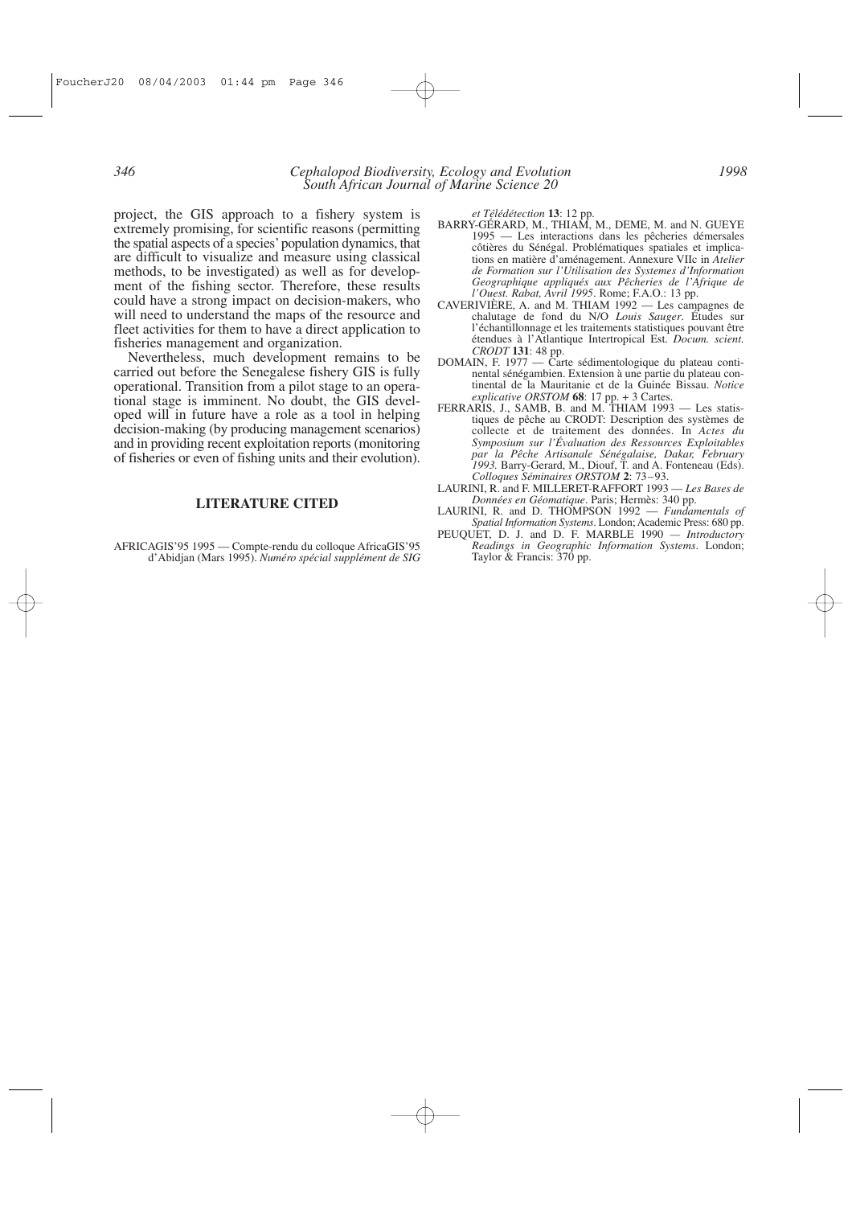project, the GIS approach to a fishery system is extremely promising, for scientific reasons (permitting the spatial aspects of a species' population dynamics, that are difficult to visualize and measure using classical methods, to be investigated) as well as for development of the fishing sector. Therefore, these results could have a strong impact on decision-makers, who will need to understand the maps of the resource and fleet activities for them to have a direct application to fisheries management and organization.

Nevertheless, much development remains to be carried out before the Senegalese fishery GIS is fully operational. Transition from a pilot stage to an operational stage is imminent. No doubt, the GIS developed will in future have a role as a tool in helping decision-making (by producing management scenarios) and in providing recent exploitation reports (monitoring of fisheries or even of fishing units and their evolution).

## LITERATURE CITED

AFRICAGIS'95 1995 — Compte-rendu du colloque AfricaGIS'95 d'Abidjan (Mars 1995). *Numéro spécial supplément de SIG et Télédétection* **13**: 12 pp.

BARRY-GÉRARD, M., THIAM, M., DEME, M. and N. GUEYE 1995 — Les interactions dans les pêcheries démersales côtières du Sénégal. Problématiques spatiales et implications en matière d'aménagement. Annexure VIIc in *Atelier de Formation sur l'Utilisation des Systemes d'Information Geographique appliqués aux Pêcheries de l'Afrique de l'Ouest. Rabat, Avril 1995*. Rome; F.A.O.: 13 pp.

CAVERIVIÈRE, A. and M. THIAM 1992 — Les campagnes de chalutage de fond du N/O *Louis Sauger*. Études sur l'échantillonnage et les traitements statistiques pouvant être étendues à l'Atlantique Intertropical Est. *Docum. scient. CRODT* **131**: 48 pp.

DOMAIN, F. 1977 — Carte sédimentologique du plateau continental sénégambien. Extension à une partie du plateau continental de la Mauritanie et de la Guinée Bissau. *Notice explicative ORSTOM* **68**: 17 pp. + 3 Cartes.

FERRARIS, J., SAMB, B. and M. THIAM 1993 — Les statistiques de pêche au CRODT: Description des systèmes de collecte et de traitement des données. In *Actes du Symposium sur l'Évaluation des Ressources Exploitables par la Pêche Artisanale Sénégalaise, Dakar, February 1993*. Barry-Gerard, M., Diouf, T. and A. Fonteneau (Eds). *Colloques Séminaires ORSTOM* **2**: 73–93.

LAURINI, R. and F. MILLERET-RAFFORT 1993 — *Les Bases de Données en Géomatique*. Paris; Hermès: 340 pp.

LAURINI, R. and D. THOMPSON 1992 — *Fundamentals of Spatial Information Systems*. London; Academic Press: 680 pp.

PEUQUET, D. J. and D. F. MARBLE 1990 — *Introductory Readings in Geographic Information Systems*. London; Taylor & Francis: 370 pp.